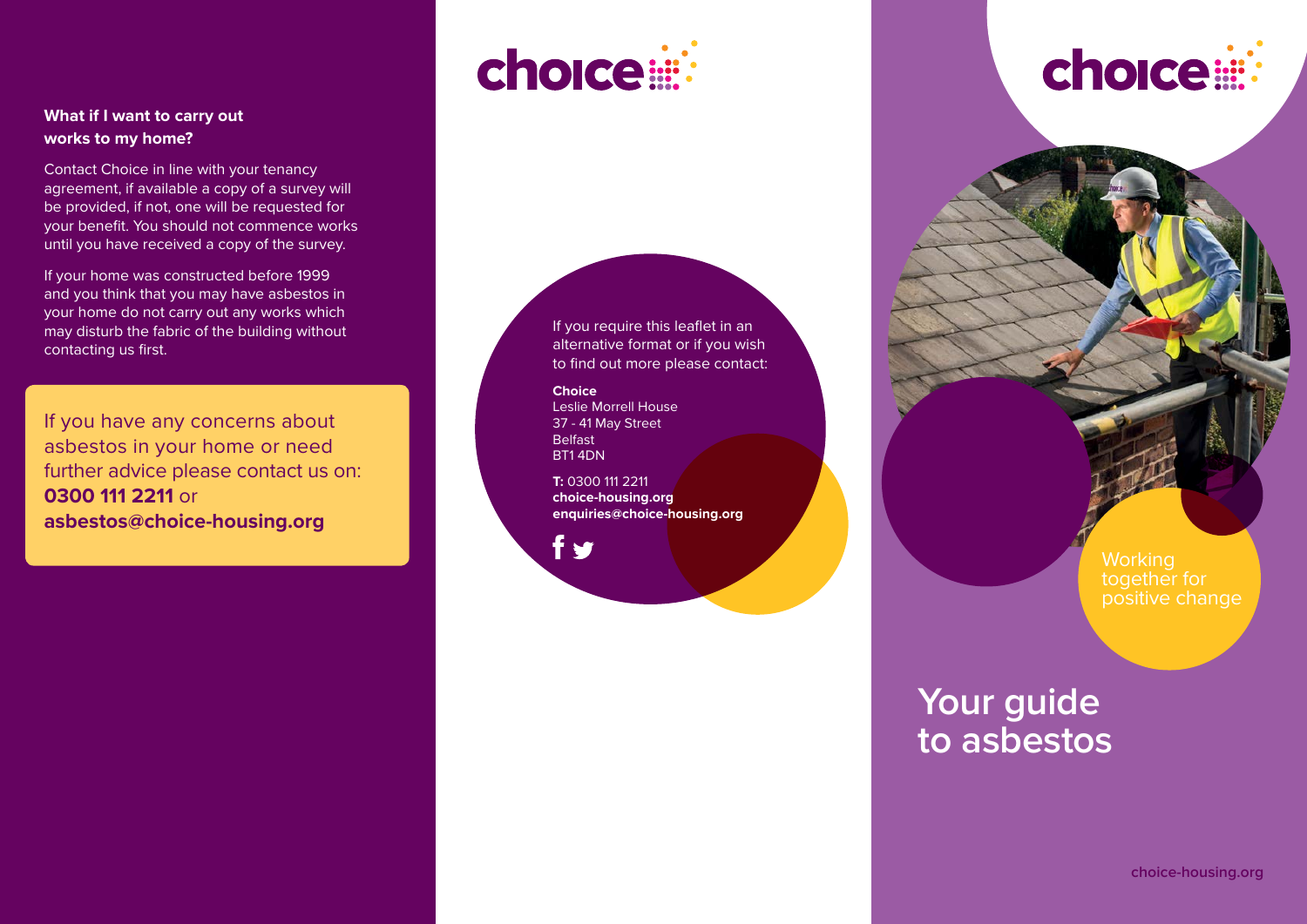### What if I want to carry out works to my home?

Contact Choice in line with your tenancy agreement, if available a copy of a survey will be provided, if not, one will be requested for your benefit. You should not commence works until you have received a copy of the survey.

If your home was constructed before 1999 and you think that you may have asbestos in your home do not carry out any works which may disturb the fabric of the building without contacting us first.

If you have any concerns about asbestos in your home or need further advice please contact us on: **0300 111 2211** or **asbestos@choice-housing.org**

choice

If you require this leaflet in an alternative format or if you wish to find out more please contact:

**Choice**
Leslie Morrell House
37 - 41 May Street
Belfast
BT1 4DN

**T:** 0300 111 2211
**choice-housing.org**
**enquiries@choice-housing.org**

choice

Working together for positive change

# Your guide to asbestos

choice-housing.org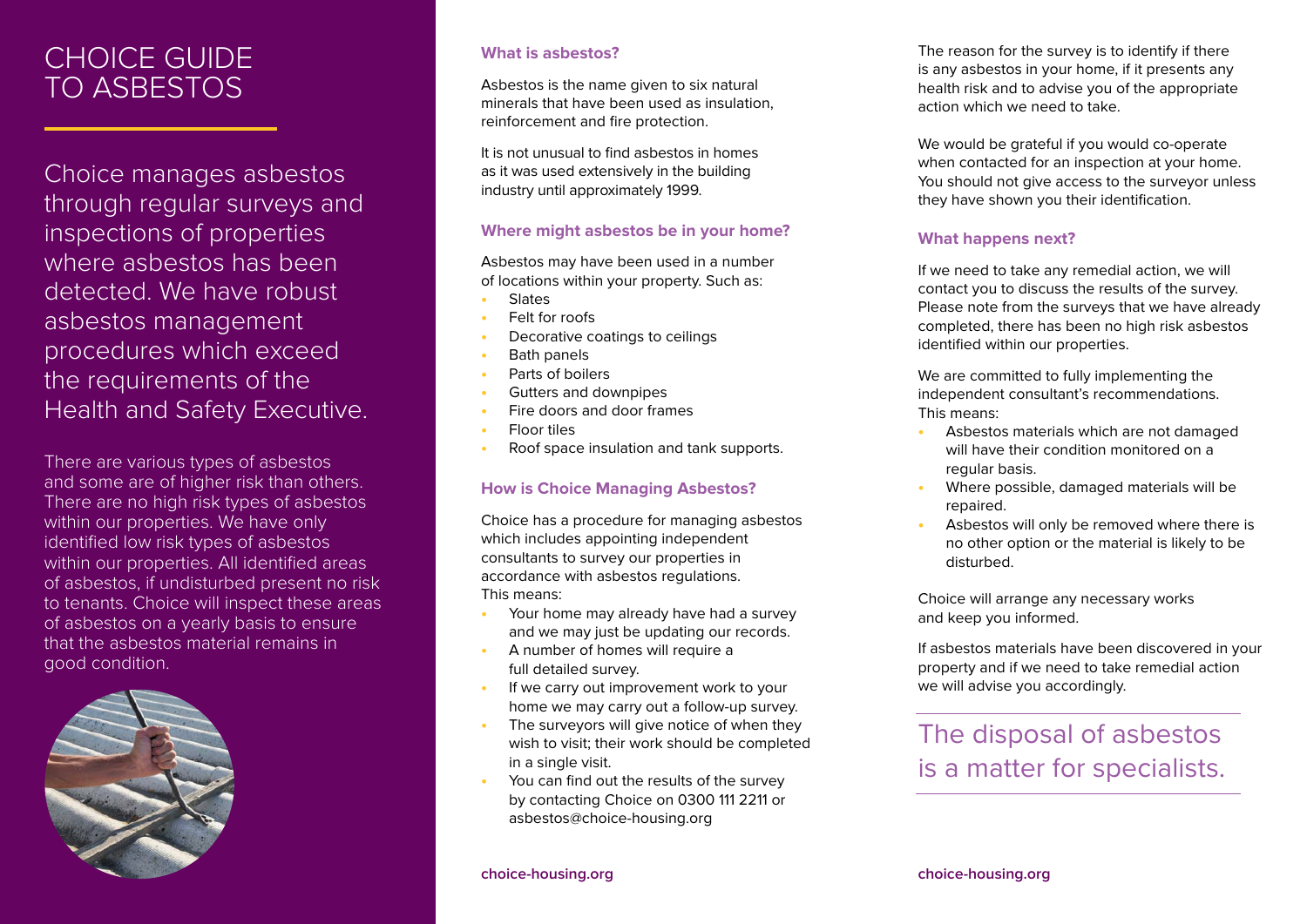# CHOICE GUIDE TO ASBESTOS

Choice manages asbestos through regular surveys and inspections of properties where asbestos has been detected. We have robust asbestos management procedures which exceed the requirements of the Health and Safety Executive.

There are various types of asbestos and some are of higher risk than others. There are no high risk types of asbestos within our properties. We have only identified low risk types of asbestos within our properties. All identified areas of asbestos, if undisturbed present no risk to tenants. Choice will inspect these areas of asbestos on a yearly basis to ensure that the asbestos material remains in good condition.

### What is asbestos?

Asbestos is the name given to six natural minerals that have been used as insulation, reinforcement and fire protection.

It is not unusual to find asbestos in homes as it was used extensively in the building industry until approximately 1999.

### Where might asbestos be in your home?

Asbestos may have been used in a number of locations within your property. Such as:

- Slates
- Felt for roofs
- Decorative coatings to ceilings
- Bath panels
- Parts of boilers
- Gutters and downpipes
- Fire doors and door frames
- Floor tiles
- Roof space insulation and tank supports.

### How is Choice Managing Asbestos?

Choice has a procedure for managing asbestos which includes appointing independent consultants to survey our properties in accordance with asbestos regulations. This means:

- Your home may already have had a survey and we may just be updating our records.
- A number of homes will require a full detailed survey.
- If we carry out improvement work to your home we may carry out a follow-up survey.
- The surveyors will give notice of when they wish to visit; their work should be completed in a single visit.
- You can find out the results of the survey by contacting Choice on 0300 111 2211 or asbestos@choice-housing.org

The reason for the survey is to identify if there is any asbestos in your home, if it presents any health risk and to advise you of the appropriate action which we need to take.

We would be grateful if you would co-operate when contacted for an inspection at your home. You should not give access to the surveyor unless they have shown you their identification.

### What happens next?

If we need to take any remedial action, we will contact you to discuss the results of the survey. Please note from the surveys that we have already completed, there has been no high risk asbestos identified within our properties.

We are committed to fully implementing the independent consultant's recommendations. This means:

- Asbestos materials which are not damaged will have their condition monitored on a regular basis.
- Where possible, damaged materials will be repaired.
- Asbestos will only be removed where there is no other option or the material is likely to be disturbed.

Choice will arrange any necessary works and keep you informed.

If asbestos materials have been discovered in your property and if we need to take remedial action we will advise you accordingly.

## The disposal of asbestos is a matter for specialists.

choice-housing.org